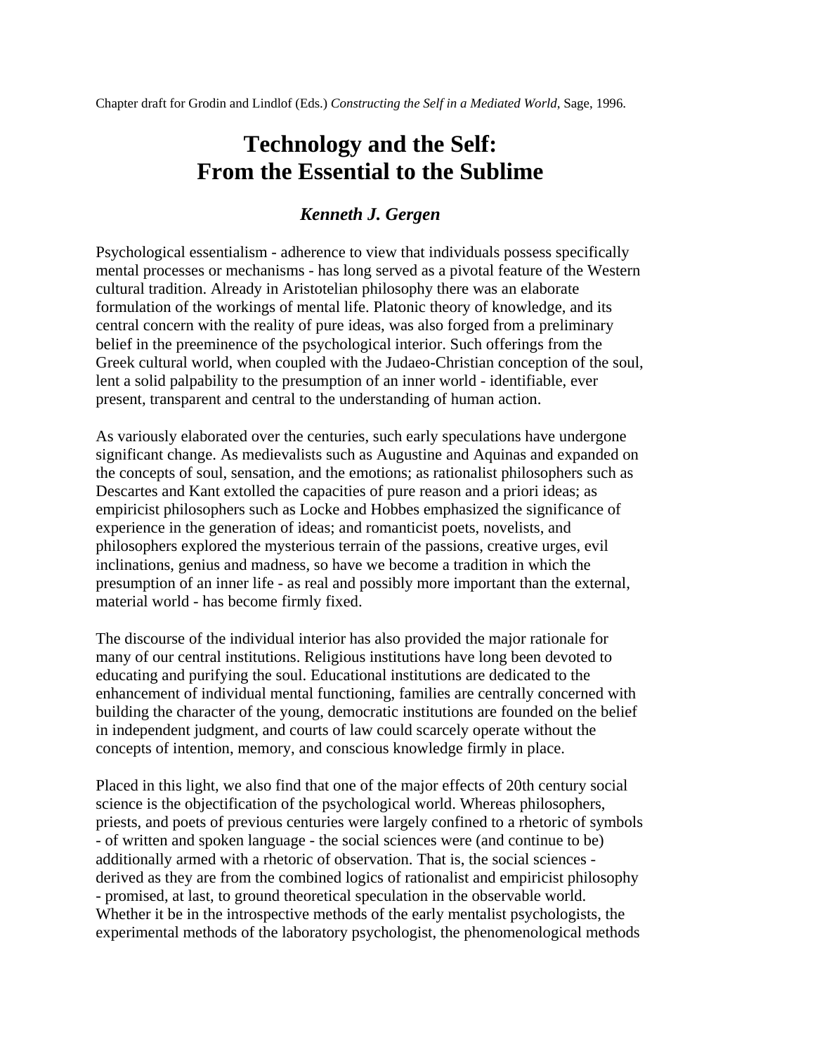Chapter draft for Grodin and Lindlof (Eds.) *Constructing the Self in a Mediated World*, Sage, 1996.

# Technology and the Self:
# From the Essential to the Sublime

### *Kenneth J. Gergen*

Psychological essentialism - adherence to view that individuals possess specifically mental processes or mechanisms - has long served as a pivotal feature of the Western cultural tradition. Already in Aristotelian philosophy there was an elaborate formulation of the workings of mental life. Platonic theory of knowledge, and its central concern with the reality of pure ideas, was also forged from a preliminary belief in the preeminence of the psychological interior. Such offerings from the Greek cultural world, when coupled with the Judaeo-Christian conception of the soul, lent a solid palpability to the presumption of an inner world - identifiable, ever present, transparent and central to the understanding of human action.

As variously elaborated over the centuries, such early speculations have undergone significant change. As medievalists such as Augustine and Aquinas and expanded on the concepts of soul, sensation, and the emotions; as rationalist philosophers such as Descartes and Kant extolled the capacities of pure reason and a priori ideas; as empiricist philosophers such as Locke and Hobbes emphasized the significance of experience in the generation of ideas; and romanticist poets, novelists, and philosophers explored the mysterious terrain of the passions, creative urges, evil inclinations, genius and madness, so have we become a tradition in which the presumption of an inner life - as real and possibly more important than the external, material world - has become firmly fixed.

The discourse of the individual interior has also provided the major rationale for many of our central institutions. Religious institutions have long been devoted to educating and purifying the soul. Educational institutions are dedicated to the enhancement of individual mental functioning, families are centrally concerned with building the character of the young, democratic institutions are founded on the belief in independent judgment, and courts of law could scarcely operate without the concepts of intention, memory, and conscious knowledge firmly in place.

Placed in this light, we also find that one of the major effects of 20th century social science is the objectification of the psychological world. Whereas philosophers, priests, and poets of previous centuries were largely confined to a rhetoric of symbols - of written and spoken language - the social sciences were (and continue to be) additionally armed with a rhetoric of observation. That is, the social sciences - derived as they are from the combined logics of rationalist and empiricist philosophy - promised, at last, to ground theoretical speculation in the observable world. Whether it be in the introspective methods of the early mentalist psychologists, the experimental methods of the laboratory psychologist, the phenomenological methods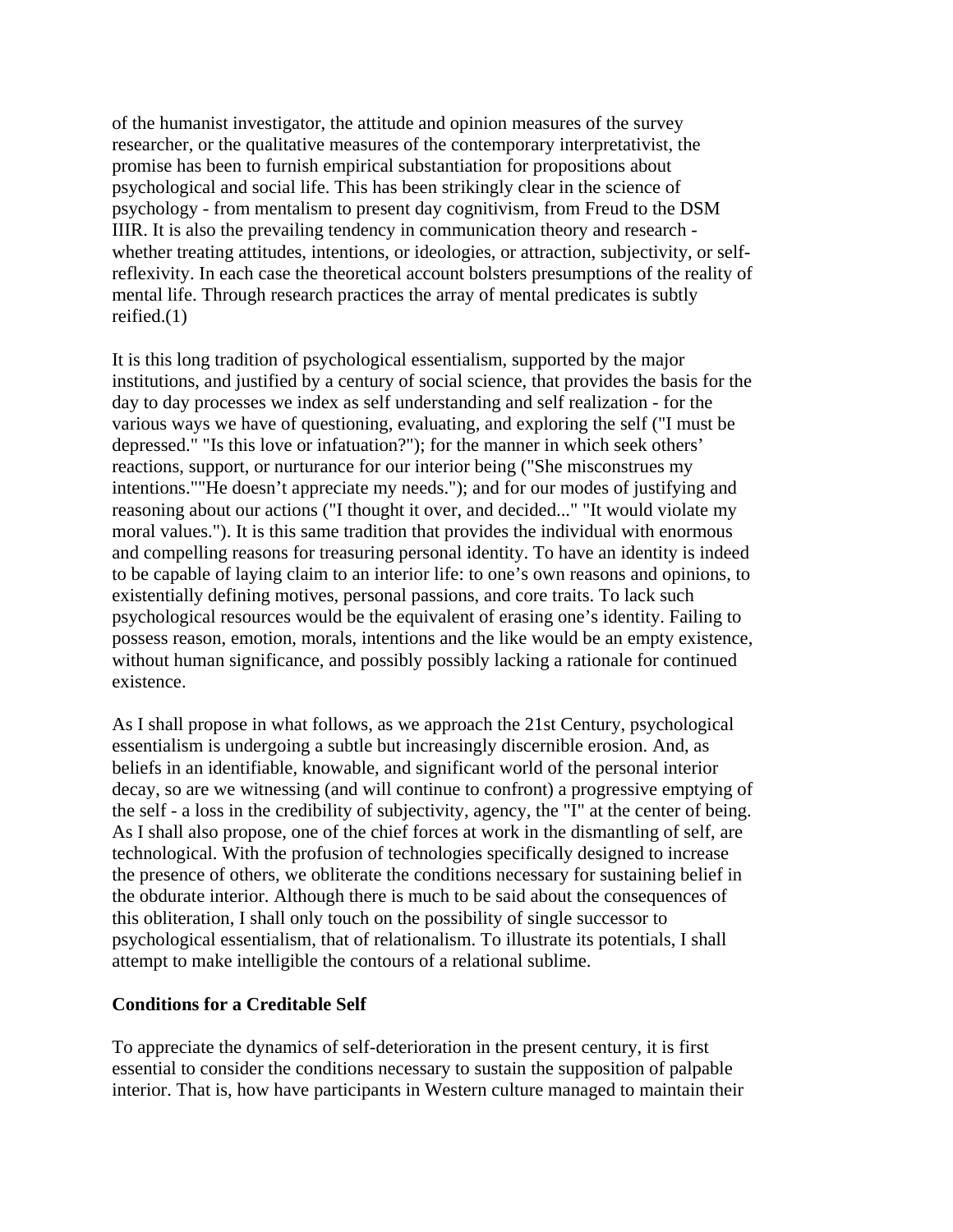of the humanist investigator, the attitude and opinion measures of the survey researcher, or the qualitative measures of the contemporary interpretativist, the promise has been to furnish empirical substantiation for propositions about psychological and social life. This has been strikingly clear in the science of psychology - from mentalism to present day cognitivism, from Freud to the DSM IIIR. It is also the prevailing tendency in communication theory and research - whether treating attitudes, intentions, or ideologies, or attraction, subjectivity, or self-reflexivity. In each case the theoretical account bolsters presumptions of the reality of mental life. Through research practices the array of mental predicates is subtly reified.(1)

It is this long tradition of psychological essentialism, supported by the major institutions, and justified by a century of social science, that provides the basis for the day to day processes we index as self understanding and self realization - for the various ways we have of questioning, evaluating, and exploring the self ("I must be depressed." "Is this love or infatuation?"); for the manner in which seek others' reactions, support, or nurturance for our interior being ("She misconstrues my intentions.""He doesn't appreciate my needs."); and for our modes of justifying and reasoning about our actions ("I thought it over, and decided..." "It would violate my moral values."). It is this same tradition that provides the individual with enormous and compelling reasons for treasuring personal identity. To have an identity is indeed to be capable of laying claim to an interior life: to one's own reasons and opinions, to existentially defining motives, personal passions, and core traits. To lack such psychological resources would be the equivalent of erasing one's identity. Failing to possess reason, emotion, morals, intentions and the like would be an empty existence, without human significance, and possibly possibly lacking a rationale for continued existence.

As I shall propose in what follows, as we approach the 21st Century, psychological essentialism is undergoing a subtle but increasingly discernible erosion. And, as beliefs in an identifiable, knowable, and significant world of the personal interior decay, so are we witnessing (and will continue to confront) a progressive emptying of the self - a loss in the credibility of subjectivity, agency, the "I" at the center of being. As I shall also propose, one of the chief forces at work in the dismantling of self, are technological. With the profusion of technologies specifically designed to increase the presence of others, we obliterate the conditions necessary for sustaining belief in the obdurate interior. Although there is much to be said about the consequences of this obliteration, I shall only touch on the possibility of single successor to psychological essentialism, that of relationalism. To illustrate its potentials, I shall attempt to make intelligible the contours of a relational sublime.

## Conditions for a Creditable Self

To appreciate the dynamics of self-deterioration in the present century, it is first essential to consider the conditions necessary to sustain the supposition of palpable interior. That is, how have participants in Western culture managed to maintain their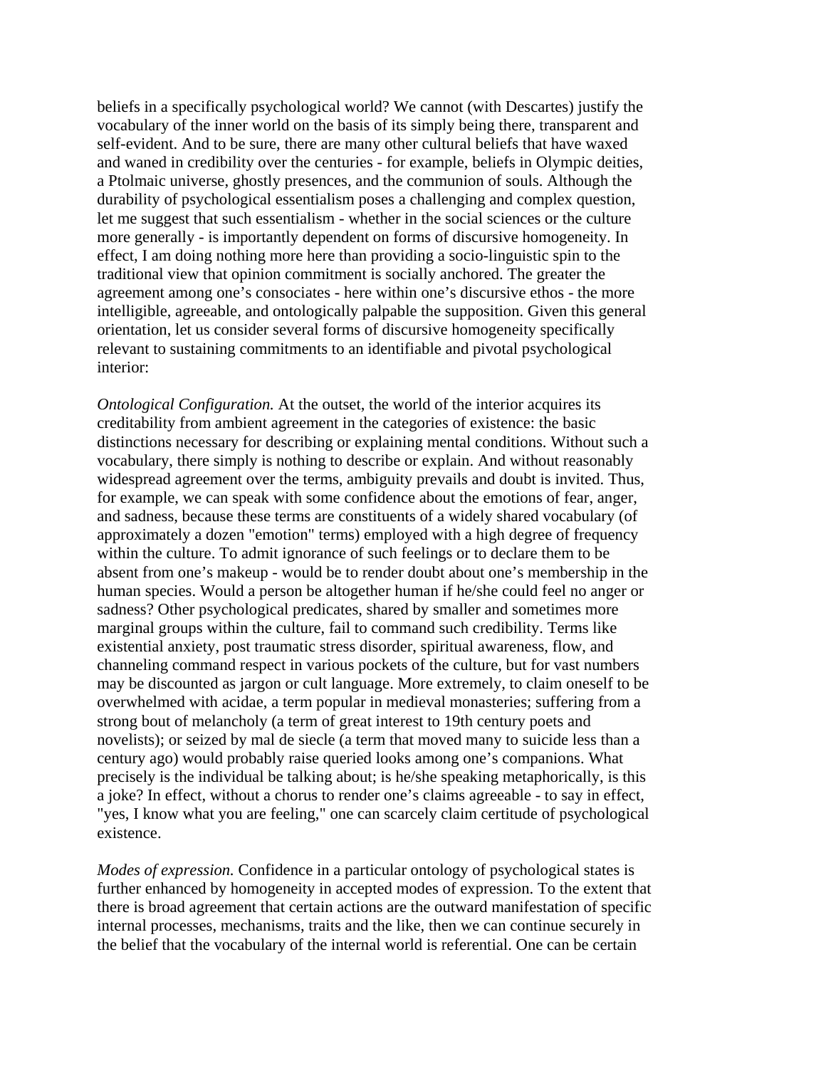beliefs in a specifically psychological world? We cannot (with Descartes) justify the vocabulary of the inner world on the basis of its simply being there, transparent and self-evident. And to be sure, there are many other cultural beliefs that have waxed and waned in credibility over the centuries - for example, beliefs in Olympic deities, a Ptolmaic universe, ghostly presences, and the communion of souls. Although the durability of psychological essentialism poses a challenging and complex question, let me suggest that such essentialism - whether in the social sciences or the culture more generally - is importantly dependent on forms of discursive homogeneity. In effect, I am doing nothing more here than providing a socio-linguistic spin to the traditional view that opinion commitment is socially anchored. The greater the agreement among one's consociates - here within one's discursive ethos - the more intelligible, agreeable, and ontologically palpable the supposition. Given this general orientation, let us consider several forms of discursive homogeneity specifically relevant to sustaining commitments to an identifiable and pivotal psychological interior:

*Ontological Configuration.* At the outset, the world of the interior acquires its creditability from ambient agreement in the categories of existence: the basic distinctions necessary for describing or explaining mental conditions. Without such a vocabulary, there simply is nothing to describe or explain. And without reasonably widespread agreement over the terms, ambiguity prevails and doubt is invited. Thus, for example, we can speak with some confidence about the emotions of fear, anger, and sadness, because these terms are constituents of a widely shared vocabulary (of approximately a dozen "emotion" terms) employed with a high degree of frequency within the culture. To admit ignorance of such feelings or to declare them to be absent from one's makeup - would be to render doubt about one's membership in the human species. Would a person be altogether human if he/she could feel no anger or sadness? Other psychological predicates, shared by smaller and sometimes more marginal groups within the culture, fail to command such credibility. Terms like existential anxiety, post traumatic stress disorder, spiritual awareness, flow, and channeling command respect in various pockets of the culture, but for vast numbers may be discounted as jargon or cult language. More extremely, to claim oneself to be overwhelmed with acidae, a term popular in medieval monasteries; suffering from a strong bout of melancholy (a term of great interest to 19th century poets and novelists); or seized by mal de siecle (a term that moved many to suicide less than a century ago) would probably raise queried looks among one's companions. What precisely is the individual be talking about; is he/she speaking metaphorically, is this a joke? In effect, without a chorus to render one's claims agreeable - to say in effect, "yes, I know what you are feeling," one can scarcely claim certitude of psychological existence.

*Modes of expression.* Confidence in a particular ontology of psychological states is further enhanced by homogeneity in accepted modes of expression. To the extent that there is broad agreement that certain actions are the outward manifestation of specific internal processes, mechanisms, traits and the like, then we can continue securely in the belief that the vocabulary of the internal world is referential. One can be certain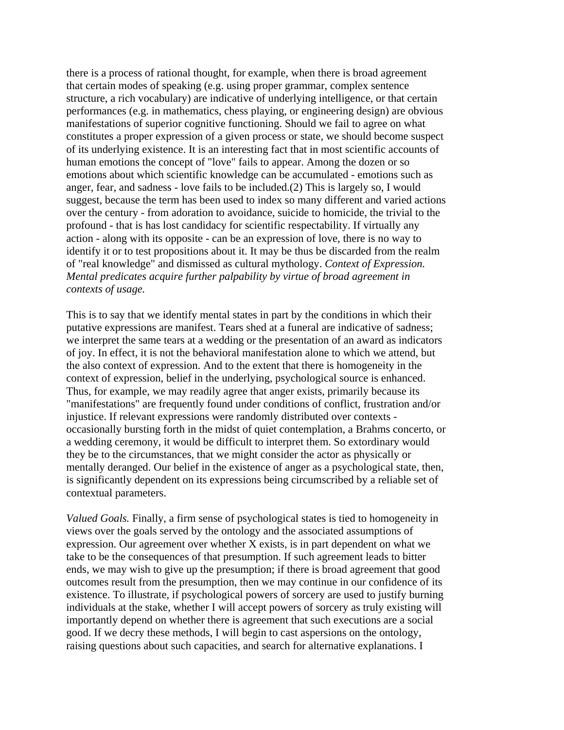there is a process of rational thought, for example, when there is broad agreement that certain modes of speaking (e.g. using proper grammar, complex sentence structure, a rich vocabulary) are indicative of underlying intelligence, or that certain performances (e.g. in mathematics, chess playing, or engineering design) are obvious manifestations of superior cognitive functioning. Should we fail to agree on what constitutes a proper expression of a given process or state, we should become suspect of its underlying existence. It is an interesting fact that in most scientific accounts of human emotions the concept of "love" fails to appear. Among the dozen or so emotions about which scientific knowledge can be accumulated - emotions such as anger, fear, and sadness - love fails to be included.(2) This is largely so, I would suggest, because the term has been used to index so many different and varied actions over the century - from adoration to avoidance, suicide to homicide, the trivial to the profound - that is has lost candidacy for scientific respectability. If virtually any action - along with its opposite - can be an expression of love, there is no way to identify it or to test propositions about it. It may be thus be discarded from the realm of "real knowledge" and dismissed as cultural mythology. *Context of Expression. Mental predicates acquire further palpability by virtue of broad agreement in contexts of usage.*

This is to say that we identify mental states in part by the conditions in which their putative expressions are manifest. Tears shed at a funeral are indicative of sadness; we interpret the same tears at a wedding or the presentation of an award as indicators of joy. In effect, it is not the behavioral manifestation alone to which we attend, but the also context of expression. And to the extent that there is homogeneity in the context of expression, belief in the underlying, psychological source is enhanced. Thus, for example, we may readily agree that anger exists, primarily because its "manifestations" are frequently found under conditions of conflict, frustration and/or injustice. If relevant expressions were randomly distributed over contexts - occasionally bursting forth in the midst of quiet contemplation, a Brahms concerto, or a wedding ceremony, it would be difficult to interpret them. So extordinary would they be to the circumstances, that we might consider the actor as physically or mentally deranged. Our belief in the existence of anger as a psychological state, then, is significantly dependent on its expressions being circumscribed by a reliable set of contextual parameters.

*Valued Goals.* Finally, a firm sense of psychological states is tied to homogeneity in views over the goals served by the ontology and the associated assumptions of expression. Our agreement over whether X exists, is in part dependent on what we take to be the consequences of that presumption. If such agreement leads to bitter ends, we may wish to give up the presumption; if there is broad agreement that good outcomes result from the presumption, then we may continue in our confidence of its existence. To illustrate, if psychological powers of sorcery are used to justify burning individuals at the stake, whether I will accept powers of sorcery as truly existing will importantly depend on whether there is agreement that such executions are a social good. If we decry these methods, I will begin to cast aspersions on the ontology, raising questions about such capacities, and search for alternative explanations. I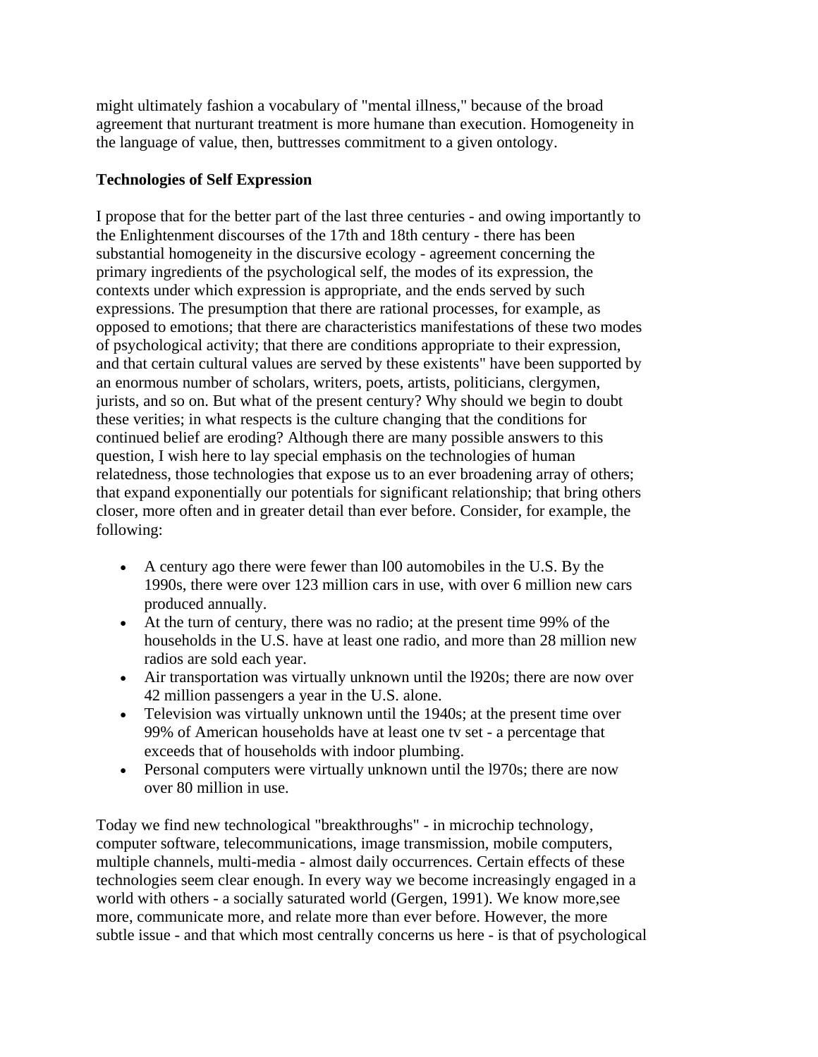might ultimately fashion a vocabulary of "mental illness," because of the broad agreement that nurturant treatment is more humane than execution. Homogeneity in the language of value, then, buttresses commitment to a given ontology.

**Technologies of Self Expression**

I propose that for the better part of the last three centuries - and owing importantly to the Enlightenment discourses of the 17th and 18th century - there has been substantial homogeneity in the discursive ecology - agreement concerning the primary ingredients of the psychological self, the modes of its expression, the contexts under which expression is appropriate, and the ends served by such expressions. The presumption that there are rational processes, for example, as opposed to emotions; that there are characteristics manifestations of these two modes of psychological activity; that there are conditions appropriate to their expression, and that certain cultural values are served by these existents" have been supported by an enormous number of scholars, writers, poets, artists, politicians, clergymen, jurists, and so on. But what of the present century? Why should we begin to doubt these verities; in what respects is the culture changing that the conditions for continued belief are eroding? Although there are many possible answers to this question, I wish here to lay special emphasis on the technologies of human relatedness, those technologies that expose us to an ever broadening array of others; that expand exponentially our potentials for significant relationship; that bring others closer, more often and in greater detail than ever before. Consider, for example, the following:

- A century ago there were fewer than l00 automobiles in the U.S. By the 1990s, there were over 123 million cars in use, with over 6 million new cars produced annually.
- At the turn of century, there was no radio; at the present time 99% of the households in the U.S. have at least one radio, and more than 28 million new radios are sold each year.
- Air transportation was virtually unknown until the l920s; there are now over 42 million passengers a year in the U.S. alone.
- Television was virtually unknown until the 1940s; at the present time over 99% of American households have at least one tv set - a percentage that exceeds that of households with indoor plumbing.
- Personal computers were virtually unknown until the l970s; there are now over 80 million in use.

Today we find new technological "breakthroughs" - in microchip technology, computer software, telecommunications, image transmission, mobile computers, multiple channels, multi-media - almost daily occurrences. Certain effects of these technologies seem clear enough. In every way we become increasingly engaged in a world with others - a socially saturated world (Gergen, 1991). We know more,see more, communicate more, and relate more than ever before. However, the more subtle issue - and that which most centrally concerns us here - is that of psychological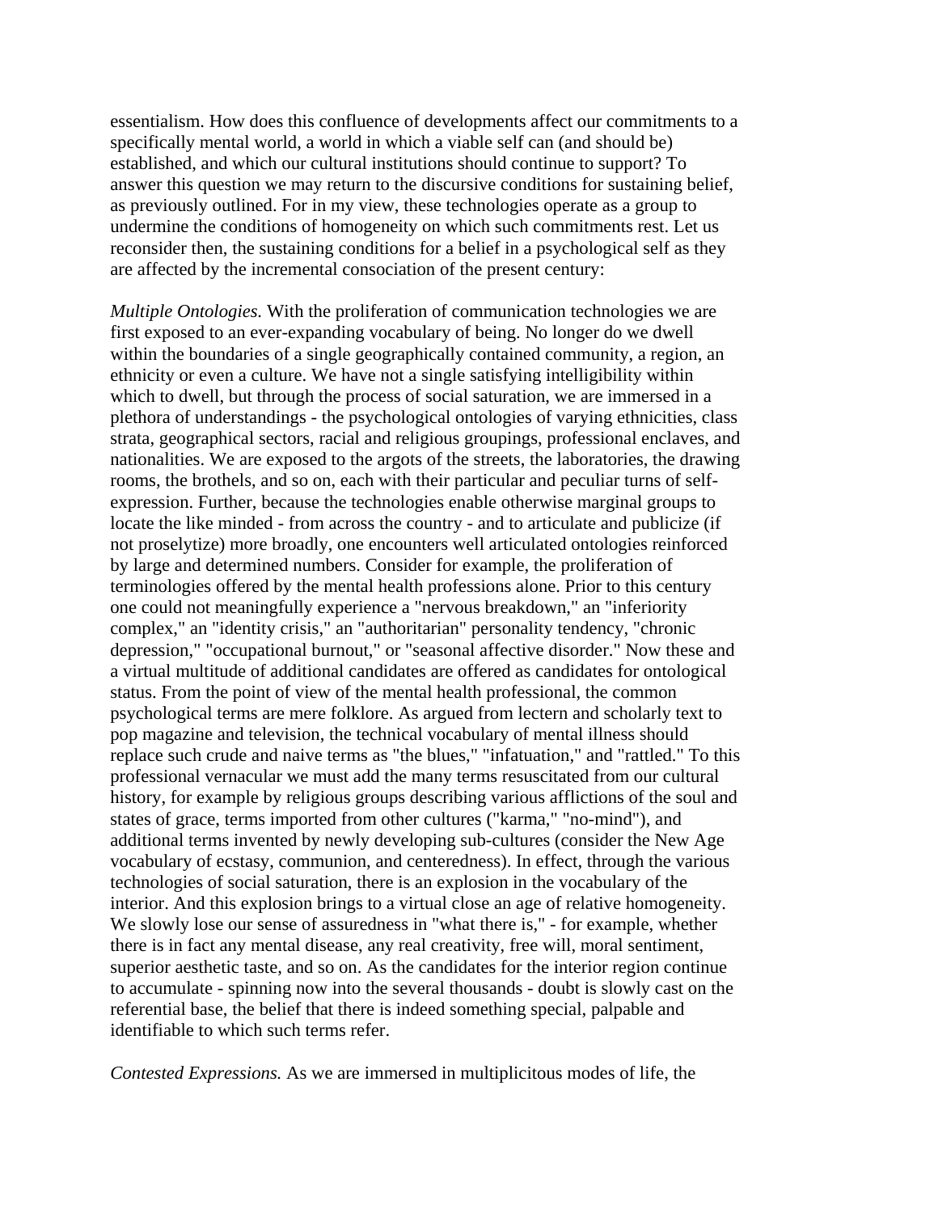essentialism. How does this confluence of developments affect our commitments to a specifically mental world, a world in which a viable self can (and should be) established, and which our cultural institutions should continue to support? To answer this question we may return to the discursive conditions for sustaining belief, as previously outlined. For in my view, these technologies operate as a group to undermine the conditions of homogeneity on which such commitments rest. Let us reconsider then, the sustaining conditions for a belief in a psychological self as they are affected by the incremental consociation of the present century:

*Multiple Ontologies.* With the proliferation of communication technologies we are first exposed to an ever-expanding vocabulary of being. No longer do we dwell within the boundaries of a single geographically contained community, a region, an ethnicity or even a culture. We have not a single satisfying intelligibility within which to dwell, but through the process of social saturation, we are immersed in a plethora of understandings - the psychological ontologies of varying ethnicities, class strata, geographical sectors, racial and religious groupings, professional enclaves, and nationalities. We are exposed to the argots of the streets, the laboratories, the drawing rooms, the brothels, and so on, each with their particular and peculiar turns of self-expression. Further, because the technologies enable otherwise marginal groups to locate the like minded - from across the country - and to articulate and publicize (if not proselytize) more broadly, one encounters well articulated ontologies reinforced by large and determined numbers. Consider for example, the proliferation of terminologies offered by the mental health professions alone. Prior to this century one could not meaningfully experience a "nervous breakdown," an "inferiority complex," an "identity crisis," an "authoritarian" personality tendency, "chronic depression," "occupational burnout," or "seasonal affective disorder." Now these and a virtual multitude of additional candidates are offered as candidates for ontological status. From the point of view of the mental health professional, the common psychological terms are mere folklore. As argued from lectern and scholarly text to pop magazine and television, the technical vocabulary of mental illness should replace such crude and naive terms as "the blues," "infatuation," and "rattled." To this professional vernacular we must add the many terms resuscitated from our cultural history, for example by religious groups describing various afflictions of the soul and states of grace, terms imported from other cultures ("karma," "no-mind"), and additional terms invented by newly developing sub-cultures (consider the New Age vocabulary of ecstasy, communion, and centeredness). In effect, through the various technologies of social saturation, there is an explosion in the vocabulary of the interior. And this explosion brings to a virtual close an age of relative homogeneity. We slowly lose our sense of assuredness in "what there is," - for example, whether there is in fact any mental disease, any real creativity, free will, moral sentiment, superior aesthetic taste, and so on. As the candidates for the interior region continue to accumulate - spinning now into the several thousands - doubt is slowly cast on the referential base, the belief that there is indeed something special, palpable and identifiable to which such terms refer.

*Contested Expressions.* As we are immersed in multiplicitous modes of life, the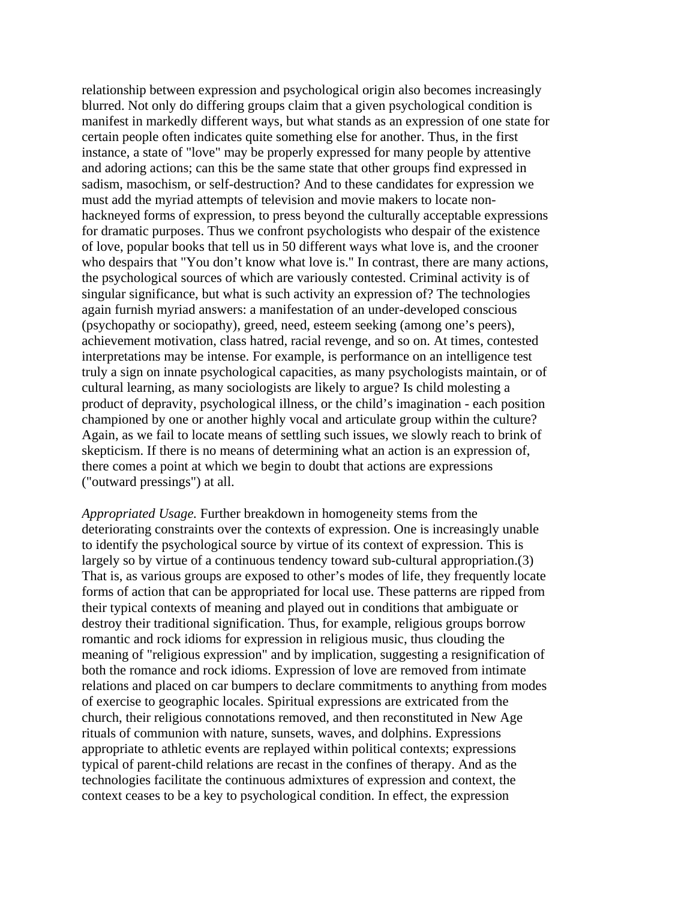relationship between expression and psychological origin also becomes increasingly blurred. Not only do differing groups claim that a given psychological condition is manifest in markedly different ways, but what stands as an expression of one state for certain people often indicates quite something else for another. Thus, in the first instance, a state of "love" may be properly expressed for many people by attentive and adoring actions; can this be the same state that other groups find expressed in sadism, masochism, or self-destruction? And to these candidates for expression we must add the myriad attempts of television and movie makers to locate non-hackneyed forms of expression, to press beyond the culturally acceptable expressions for dramatic purposes. Thus we confront psychologists who despair of the existence of love, popular books that tell us in 50 different ways what love is, and the crooner who despairs that "You don't know what love is." In contrast, there are many actions, the psychological sources of which are variously contested. Criminal activity is of singular significance, but what is such activity an expression of? The technologies again furnish myriad answers: a manifestation of an under-developed conscious (psychopathy or sociopathy), greed, need, esteem seeking (among one's peers), achievement motivation, class hatred, racial revenge, and so on. At times, contested interpretations may be intense. For example, is performance on an intelligence test truly a sign on innate psychological capacities, as many psychologists maintain, or of cultural learning, as many sociologists are likely to argue? Is child molesting a product of depravity, psychological illness, or the child's imagination - each position championed by one or another highly vocal and articulate group within the culture? Again, as we fail to locate means of settling such issues, we slowly reach to brink of skepticism. If there is no means of determining what an action is an expression of, there comes a point at which we begin to doubt that actions are expressions ("outward pressings") at all.

*Appropriated Usage.* Further breakdown in homogeneity stems from the deteriorating constraints over the contexts of expression. One is increasingly unable to identify the psychological source by virtue of its context of expression. This is largely so by virtue of a continuous tendency toward sub-cultural appropriation.(3) That is, as various groups are exposed to other's modes of life, they frequently locate forms of action that can be appropriated for local use. These patterns are ripped from their typical contexts of meaning and played out in conditions that ambiguate or destroy their traditional signification. Thus, for example, religious groups borrow romantic and rock idioms for expression in religious music, thus clouding the meaning of "religious expression" and by implication, suggesting a resignification of both the romance and rock idioms. Expression of love are removed from intimate relations and placed on car bumpers to declare commitments to anything from modes of exercise to geographic locales. Spiritual expressions are extricated from the church, their religious connotations removed, and then reconstituted in New Age rituals of communion with nature, sunsets, waves, and dolphins. Expressions appropriate to athletic events are replayed within political contexts; expressions typical of parent-child relations are recast in the confines of therapy. And as the technologies facilitate the continuous admixtures of expression and context, the context ceases to be a key to psychological condition. In effect, the expression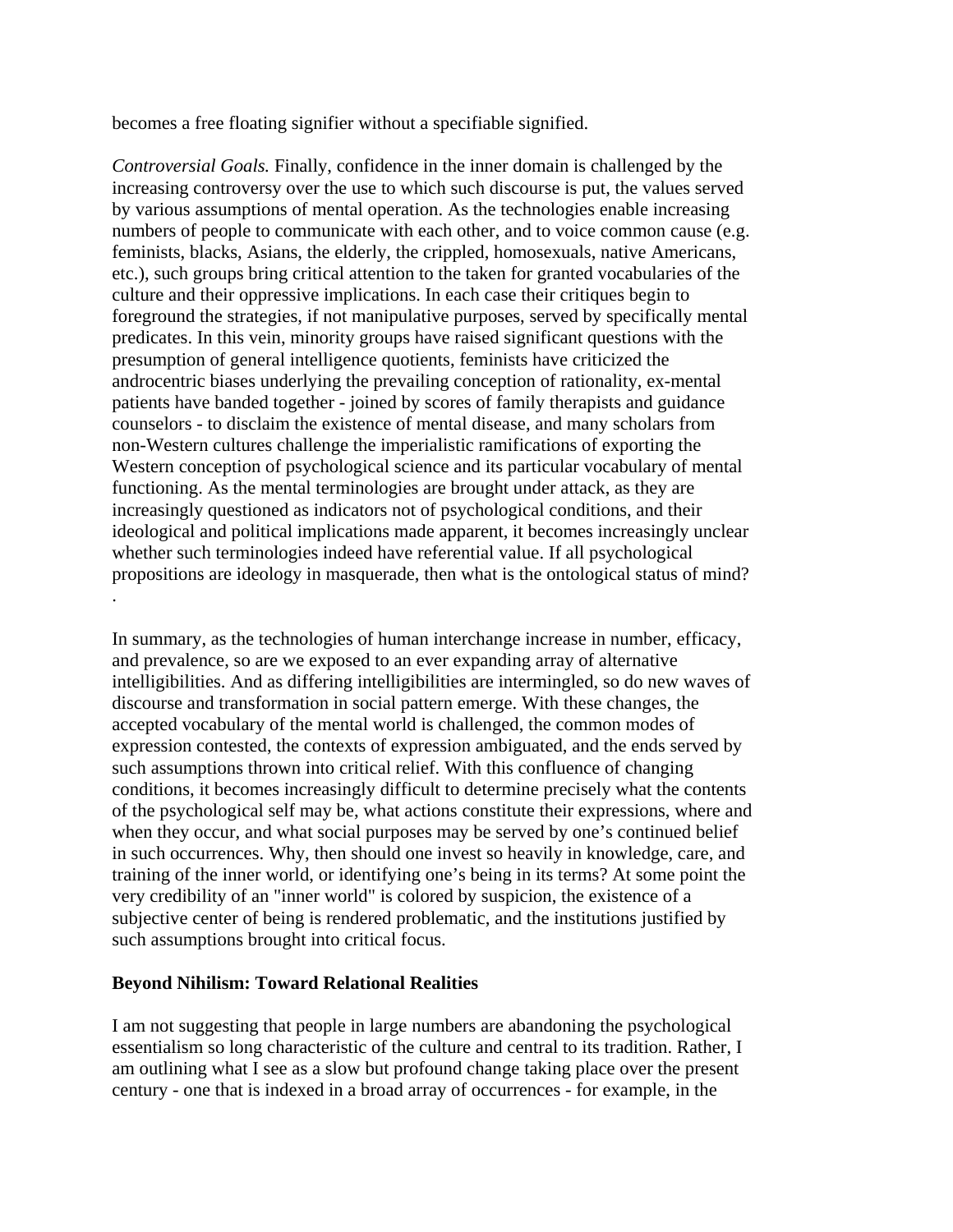becomes a free floating signifier without a specifiable signified.

*Controversial Goals.* Finally, confidence in the inner domain is challenged by the increasing controversy over the use to which such discourse is put, the values served by various assumptions of mental operation. As the technologies enable increasing numbers of people to communicate with each other, and to voice common cause (e.g. feminists, blacks, Asians, the elderly, the crippled, homosexuals, native Americans, etc.), such groups bring critical attention to the taken for granted vocabularies of the culture and their oppressive implications. In each case their critiques begin to foreground the strategies, if not manipulative purposes, served by specifically mental predicates. In this vein, minority groups have raised significant questions with the presumption of general intelligence quotients, feminists have criticized the androcentric biases underlying the prevailing conception of rationality, ex-mental patients have banded together - joined by scores of family therapists and guidance counselors - to disclaim the existence of mental disease, and many scholars from non-Western cultures challenge the imperialistic ramifications of exporting the Western conception of psychological science and its particular vocabulary of mental functioning. As the mental terminologies are brought under attack, as they are increasingly questioned as indicators not of psychological conditions, and their ideological and political implications made apparent, it becomes increasingly unclear whether such terminologies indeed have referential value. If all psychological propositions are ideology in masquerade, then what is the ontological status of mind?
.

In summary, as the technologies of human interchange increase in number, efficacy, and prevalence, so are we exposed to an ever expanding array of alternative intelligibilities. And as differing intelligibilities are intermingled, so do new waves of discourse and transformation in social pattern emerge. With these changes, the accepted vocabulary of the mental world is challenged, the common modes of expression contested, the contexts of expression ambiguated, and the ends served by such assumptions thrown into critical relief. With this confluence of changing conditions, it becomes increasingly difficult to determine precisely what the contents of the psychological self may be, what actions constitute their expressions, where and when they occur, and what social purposes may be served by one's continued belief in such occurrences. Why, then should one invest so heavily in knowledge, care, and training of the inner world, or identifying one's being in its terms? At some point the very credibility of an "inner world" is colored by suspicion, the existence of a subjective center of being is rendered problematic, and the institutions justified by such assumptions brought into critical focus.

**Beyond Nihilism: Toward Relational Realities**

I am not suggesting that people in large numbers are abandoning the psychological essentialism so long characteristic of the culture and central to its tradition. Rather, I am outlining what I see as a slow but profound change taking place over the present century - one that is indexed in a broad array of occurrences - for example, in the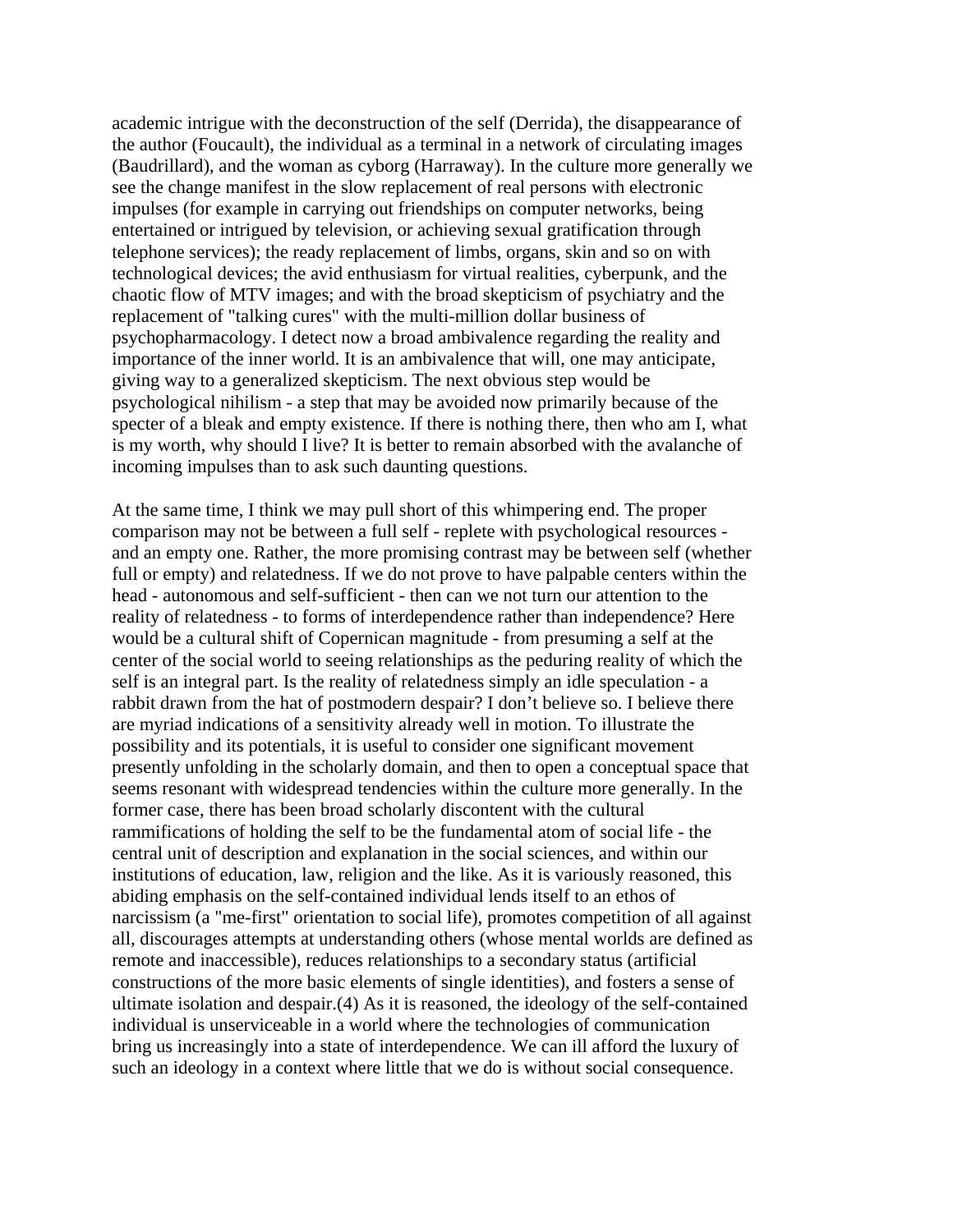academic intrigue with the deconstruction of the self (Derrida), the disappearance of the author (Foucault), the individual as a terminal in a network of circulating images (Baudrillard), and the woman as cyborg (Harraway). In the culture more generally we see the change manifest in the slow replacement of real persons with electronic impulses (for example in carrying out friendships on computer networks, being entertained or intrigued by television, or achieving sexual gratification through telephone services); the ready replacement of limbs, organs, skin and so on with technological devices; the avid enthusiasm for virtual realities, cyberpunk, and the chaotic flow of MTV images; and with the broad skepticism of psychiatry and the replacement of "talking cures" with the multi-million dollar business of psychopharmacology. I detect now a broad ambivalence regarding the reality and importance of the inner world. It is an ambivalence that will, one may anticipate, giving way to a generalized skepticism. The next obvious step would be psychological nihilism - a step that may be avoided now primarily because of the specter of a bleak and empty existence. If there is nothing there, then who am I, what is my worth, why should I live? It is better to remain absorbed with the avalanche of incoming impulses than to ask such daunting questions.

At the same time, I think we may pull short of this whimpering end. The proper comparison may not be between a full self - replete with psychological resources - and an empty one. Rather, the more promising contrast may be between self (whether full or empty) and relatedness. If we do not prove to have palpable centers within the head - autonomous and self-sufficient - then can we not turn our attention to the reality of relatedness - to forms of interdependence rather than independence? Here would be a cultural shift of Copernican magnitude - from presuming a self at the center of the social world to seeing relationships as the peduring reality of which the self is an integral part. Is the reality of relatedness simply an idle speculation - a rabbit drawn from the hat of postmodern despair? I don't believe so. I believe there are myriad indications of a sensitivity already well in motion. To illustrate the possibility and its potentials, it is useful to consider one significant movement presently unfolding in the scholarly domain, and then to open a conceptual space that seems resonant with widespread tendencies within the culture more generally. In the former case, there has been broad scholarly discontent with the cultural rammifications of holding the self to be the fundamental atom of social life - the central unit of description and explanation in the social sciences, and within our institutions of education, law, religion and the like. As it is variously reasoned, this abiding emphasis on the self-contained individual lends itself to an ethos of narcissism (a "me-first" orientation to social life), promotes competition of all against all, discourages attempts at understanding others (whose mental worlds are defined as remote and inaccessible), reduces relationships to a secondary status (artificial constructions of the more basic elements of single identities), and fosters a sense of ultimate isolation and despair.(4) As it is reasoned, the ideology of the self-contained individual is unserviceable in a world where the technologies of communication bring us increasingly into a state of interdependence. We can ill afford the luxury of such an ideology in a context where little that we do is without social consequence.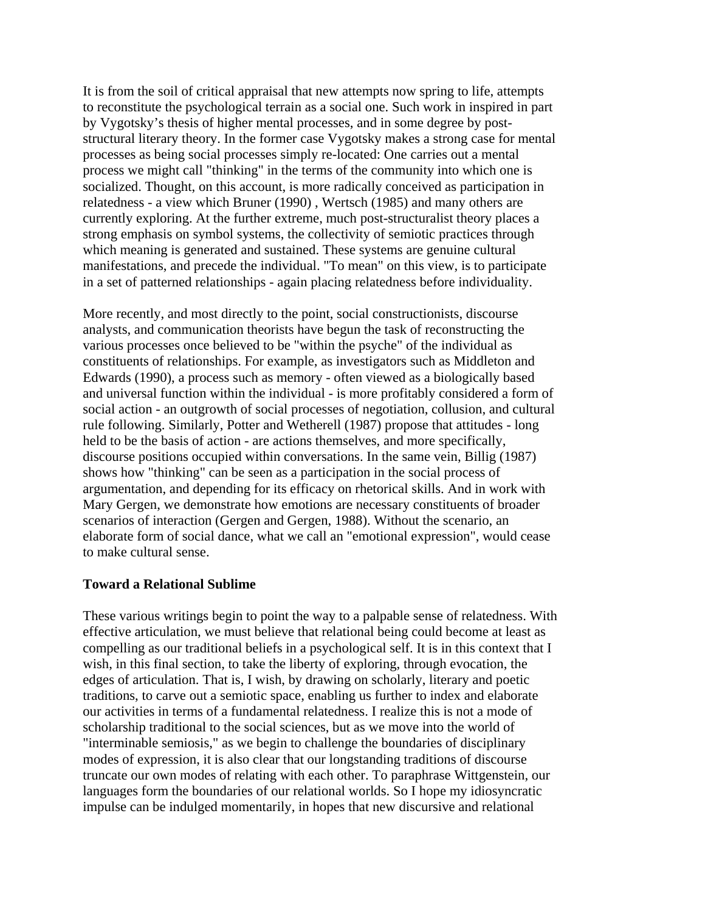It is from the soil of critical appraisal that new attempts now spring to life, attempts to reconstitute the psychological terrain as a social one. Such work in inspired in part by Vygotsky's thesis of higher mental processes, and in some degree by post-structural literary theory. In the former case Vygotsky makes a strong case for mental processes as being social processes simply re-located: One carries out a mental process we might call "thinking" in the terms of the community into which one is socialized. Thought, on this account, is more radically conceived as participation in relatedness - a view which Bruner (1990) , Wertsch (1985) and many others are currently exploring. At the further extreme, much post-structuralist theory places a strong emphasis on symbol systems, the collectivity of semiotic practices through which meaning is generated and sustained. These systems are genuine cultural manifestations, and precede the individual. "To mean" on this view, is to participate in a set of patterned relationships - again placing relatedness before individuality.

More recently, and most directly to the point, social constructionists, discourse analysts, and communication theorists have begun the task of reconstructing the various processes once believed to be "within the psyche" of the individual as constituents of relationships. For example, as investigators such as Middleton and Edwards (1990), a process such as memory - often viewed as a biologically based and universal function within the individual - is more profitably considered a form of social action - an outgrowth of social processes of negotiation, collusion, and cultural rule following. Similarly, Potter and Wetherell (1987) propose that attitudes - long held to be the basis of action - are actions themselves, and more specifically, discourse positions occupied within conversations. In the same vein, Billig (1987) shows how "thinking" can be seen as a participation in the social process of argumentation, and depending for its efficacy on rhetorical skills. And in work with Mary Gergen, we demonstrate how emotions are necessary constituents of broader scenarios of interaction (Gergen and Gergen, 1988). Without the scenario, an elaborate form of social dance, what we call an "emotional expression", would cease to make cultural sense.

**Toward a Relational Sublime**

These various writings begin to point the way to a palpable sense of relatedness. With effective articulation, we must believe that relational being could become at least as compelling as our traditional beliefs in a psychological self. It is in this context that I wish, in this final section, to take the liberty of exploring, through evocation, the edges of articulation. That is, I wish, by drawing on scholarly, literary and poetic traditions, to carve out a semiotic space, enabling us further to index and elaborate our activities in terms of a fundamental relatedness. I realize this is not a mode of scholarship traditional to the social sciences, but as we move into the world of "interminable semiosis," as we begin to challenge the boundaries of disciplinary modes of expression, it is also clear that our longstanding traditions of discourse truncate our own modes of relating with each other. To paraphrase Wittgenstein, our languages form the boundaries of our relational worlds. So I hope my idiosyncratic impulse can be indulged momentarily, in hopes that new discursive and relational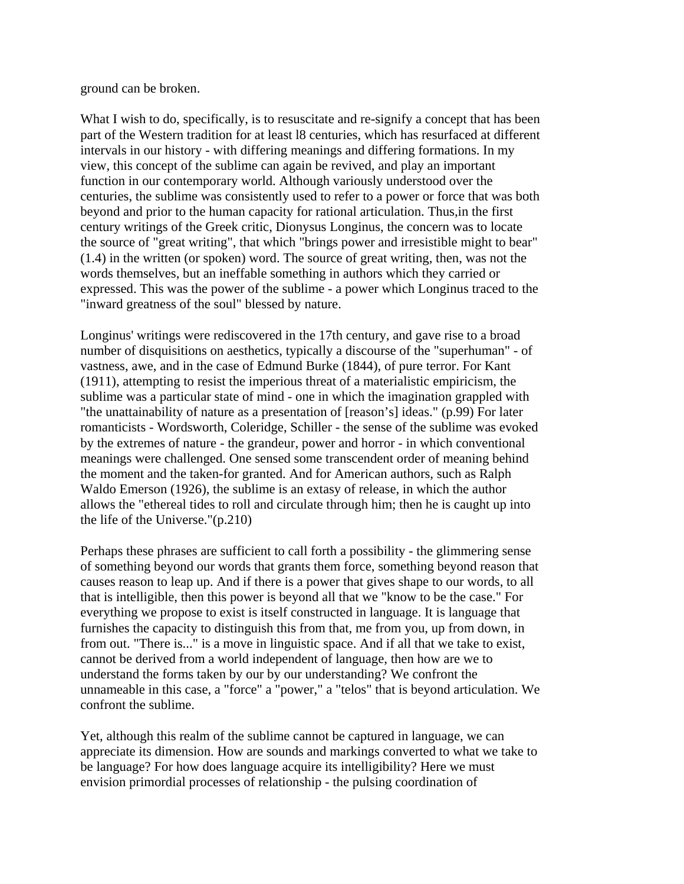ground can be broken.

What I wish to do, specifically, is to resuscitate and re-signify a concept that has been part of the Western tradition for at least l8 centuries, which has resurfaced at different intervals in our history - with differing meanings and differing formations. In my view, this concept of the sublime can again be revived, and play an important function in our contemporary world. Although variously understood over the centuries, the sublime was consistently used to refer to a power or force that was both beyond and prior to the human capacity for rational articulation. Thus,in the first century writings of the Greek critic, Dionysus Longinus, the concern was to locate the source of "great writing", that which "brings power and irresistible might to bear" (1.4) in the written (or spoken) word. The source of great writing, then, was not the words themselves, but an ineffable something in authors which they carried or expressed. This was the power of the sublime - a power which Longinus traced to the "inward greatness of the soul" blessed by nature.

Longinus' writings were rediscovered in the 17th century, and gave rise to a broad number of disquisitions on aesthetics, typically a discourse of the "superhuman" - of vastness, awe, and in the case of Edmund Burke (1844), of pure terror. For Kant (1911), attempting to resist the imperious threat of a materialistic empiricism, the sublime was a particular state of mind - one in which the imagination grappled with "the unattainability of nature as a presentation of [reason's] ideas." (p.99) For later romanticists - Wordsworth, Coleridge, Schiller - the sense of the sublime was evoked by the extremes of nature - the grandeur, power and horror - in which conventional meanings were challenged. One sensed some transcendent order of meaning behind the moment and the taken-for granted. And for American authors, such as Ralph Waldo Emerson (1926), the sublime is an extasy of release, in which the author allows the "ethereal tides to roll and circulate through him; then he is caught up into the life of the Universe."(p.210)

Perhaps these phrases are sufficient to call forth a possibility - the glimmering sense of something beyond our words that grants them force, something beyond reason that causes reason to leap up. And if there is a power that gives shape to our words, to all that is intelligible, then this power is beyond all that we "know to be the case." For everything we propose to exist is itself constructed in language. It is language that furnishes the capacity to distinguish this from that, me from you, up from down, in from out. "There is..." is a move in linguistic space. And if all that we take to exist, cannot be derived from a world independent of language, then how are we to understand the forms taken by our by our understanding? We confront the unnameable in this case, a "force" a "power," a "telos" that is beyond articulation. We confront the sublime.

Yet, although this realm of the sublime cannot be captured in language, we can appreciate its dimension. How are sounds and markings converted to what we take to be language? For how does language acquire its intelligibility? Here we must envision primordial processes of relationship - the pulsing coordination of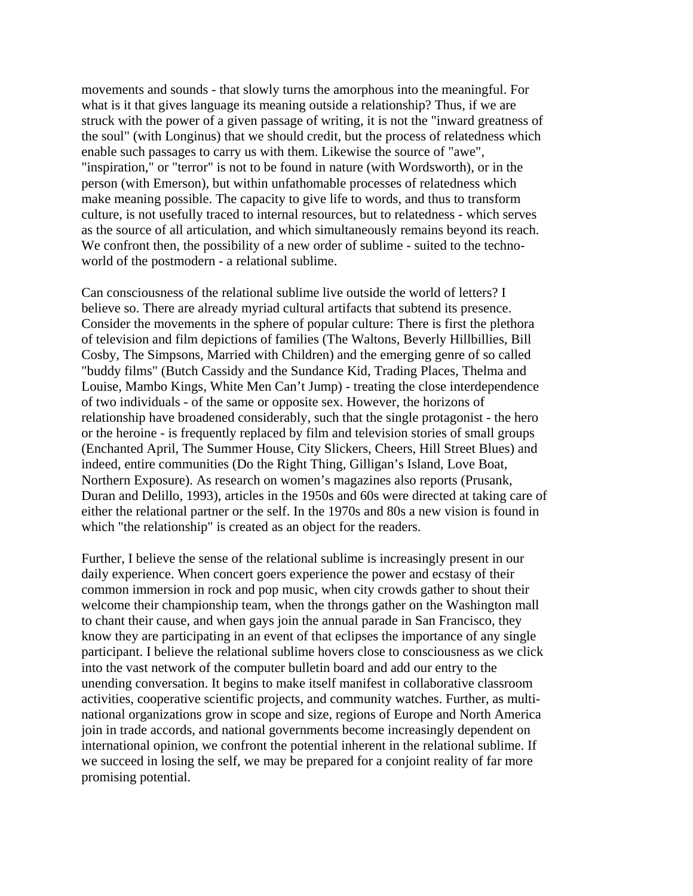movements and sounds - that slowly turns the amorphous into the meaningful. For what is it that gives language its meaning outside a relationship? Thus, if we are struck with the power of a given passage of writing, it is not the "inward greatness of the soul" (with Longinus) that we should credit, but the process of relatedness which enable such passages to carry us with them. Likewise the source of "awe", "inspiration," or "terror" is not to be found in nature (with Wordsworth), or in the person (with Emerson), but within unfathomable processes of relatedness which make meaning possible. The capacity to give life to words, and thus to transform culture, is not usefully traced to internal resources, but to relatedness - which serves as the source of all articulation, and which simultaneously remains beyond its reach. We confront then, the possibility of a new order of sublime - suited to the techno-world of the postmodern - a relational sublime.

Can consciousness of the relational sublime live outside the world of letters? I believe so. There are already myriad cultural artifacts that subtend its presence. Consider the movements in the sphere of popular culture: There is first the plethora of television and film depictions of families (The Waltons, Beverly Hillbillies, Bill Cosby, The Simpsons, Married with Children) and the emerging genre of so called "buddy films" (Butch Cassidy and the Sundance Kid, Trading Places, Thelma and Louise, Mambo Kings, White Men Can't Jump) - treating the close interdependence of two individuals - of the same or opposite sex. However, the horizons of relationship have broadened considerably, such that the single protagonist - the hero or the heroine - is frequently replaced by film and television stories of small groups (Enchanted April, The Summer House, City Slickers, Cheers, Hill Street Blues) and indeed, entire communities (Do the Right Thing, Gilligan's Island, Love Boat, Northern Exposure). As research on women's magazines also reports (Prusank, Duran and Delillo, 1993), articles in the 1950s and 60s were directed at taking care of either the relational partner or the self. In the 1970s and 80s a new vision is found in which "the relationship" is created as an object for the readers.

Further, I believe the sense of the relational sublime is increasingly present in our daily experience. When concert goers experience the power and ecstasy of their common immersion in rock and pop music, when city crowds gather to shout their welcome their championship team, when the throngs gather on the Washington mall to chant their cause, and when gays join the annual parade in San Francisco, they know they are participating in an event of that eclipses the importance of any single participant. I believe the relational sublime hovers close to consciousness as we click into the vast network of the computer bulletin board and add our entry to the unending conversation. It begins to make itself manifest in collaborative classroom activities, cooperative scientific projects, and community watches. Further, as multi-national organizations grow in scope and size, regions of Europe and North America join in trade accords, and national governments become increasingly dependent on international opinion, we confront the potential inherent in the relational sublime. If we succeed in losing the self, we may be prepared for a conjoint reality of far more promising potential.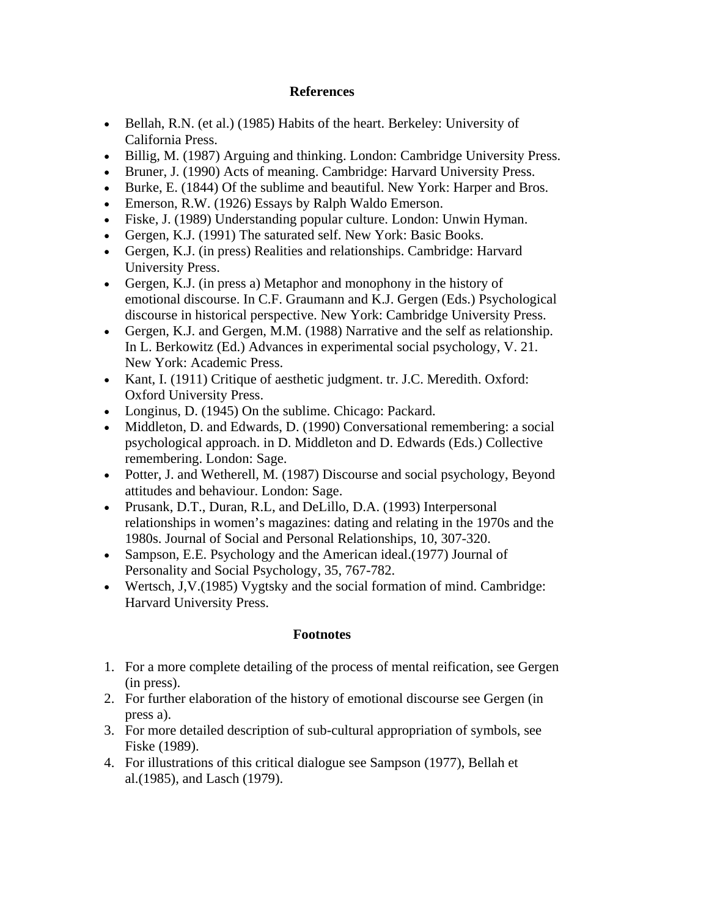## References

- Bellah, R.N. (et al.) (1985) Habits of the heart. Berkeley: University of California Press.
- Billig, M. (1987) Arguing and thinking. London: Cambridge University Press.
- Bruner, J. (1990) Acts of meaning. Cambridge: Harvard University Press.
- Burke, E. (1844) Of the sublime and beautiful. New York: Harper and Bros.
- Emerson, R.W. (1926) Essays by Ralph Waldo Emerson.
- Fiske, J. (1989) Understanding popular culture. London: Unwin Hyman.
- Gergen, K.J. (1991) The saturated self. New York: Basic Books.
- Gergen, K.J. (in press) Realities and relationships. Cambridge: Harvard University Press.
- Gergen, K.J. (in press a) Metaphor and monophony in the history of emotional discourse. In C.F. Graumann and K.J. Gergen (Eds.) Psychological discourse in historical perspective. New York: Cambridge University Press.
- Gergen, K.J. and Gergen, M.M. (1988) Narrative and the self as relationship. In L. Berkowitz (Ed.) Advances in experimental social psychology, V. 21. New York: Academic Press.
- Kant, I. (1911) Critique of aesthetic judgment. tr. J.C. Meredith. Oxford: Oxford University Press.
- Longinus, D. (1945) On the sublime. Chicago: Packard.
- Middleton, D. and Edwards, D. (1990) Conversational remembering: a social psychological approach. in D. Middleton and D. Edwards (Eds.) Collective remembering. London: Sage.
- Potter, J. and Wetherell, M. (1987) Discourse and social psychology, Beyond attitudes and behaviour. London: Sage.
- Prusank, D.T., Duran, R.L, and DeLillo, D.A. (1993) Interpersonal relationships in women's magazines: dating and relating in the 1970s and the 1980s. Journal of Social and Personal Relationships, 10, 307-320.
- Sampson, E.E. Psychology and the American ideal.(1977) Journal of Personality and Social Psychology, 35, 767-782.
- Wertsch, J,V.(1985) Vygtsky and the social formation of mind. Cambridge: Harvard University Press.

## Footnotes

1. For a more complete detailing of the process of mental reification, see Gergen (in press).
2. For further elaboration of the history of emotional discourse see Gergen (in press a).
3. For more detailed description of sub-cultural appropriation of symbols, see Fiske (1989).
4. For illustrations of this critical dialogue see Sampson (1977), Bellah et al.(1985), and Lasch (1979).